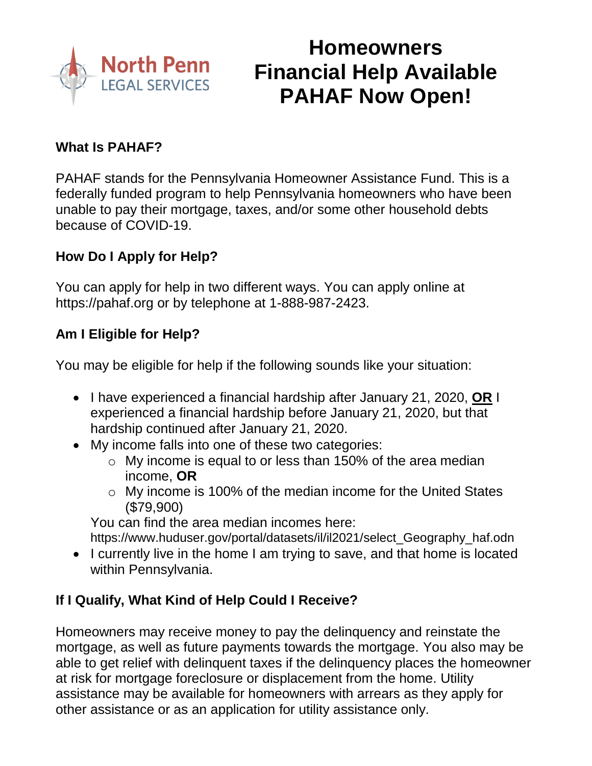North Penn LEGAL SERVICES

# Homeowners Financial Help Available PAHAF Now Open!

**What Is PAHAF?**

PAHAF stands for the Pennsylvania Homeowner Assistance Fund. This is a federally funded program to help Pennsylvania homeowners who have been unable to pay their mortgage, taxes, and/or some other household debts because of COVID-19.

**How Do I Apply for Help?**

You can apply for help in two different ways. You can apply online at https://pahaf.org or by telephone at 1-888-987-2423.

**Am I Eligible for Help?**

You may be eligible for help if the following sounds like your situation:

- I have experienced a financial hardship after January 21, 2020, **OR** I experienced a financial hardship before January 21, 2020, but that hardship continued after January 21, 2020.
- My income falls into one of these two categories:
  - My income is equal to or less than 150% of the area median income, **OR**
  - My income is 100% of the median income for the United States ($79,900)

  You can find the area median incomes here: https://www.huduser.gov/portal/datasets/il/il2021/select_Geography_haf.odn
- I currently live in the home I am trying to save, and that home is located within Pennsylvania.

**If I Qualify, What Kind of Help Could I Receive?**

Homeowners may receive money to pay the delinquency and reinstate the mortgage, as well as future payments towards the mortgage. You also may be able to get relief with delinquent taxes if the delinquency places the homeowner at risk for mortgage foreclosure or displacement from the home. Utility assistance may be available for homeowners with arrears as they apply for other assistance or as an application for utility assistance only.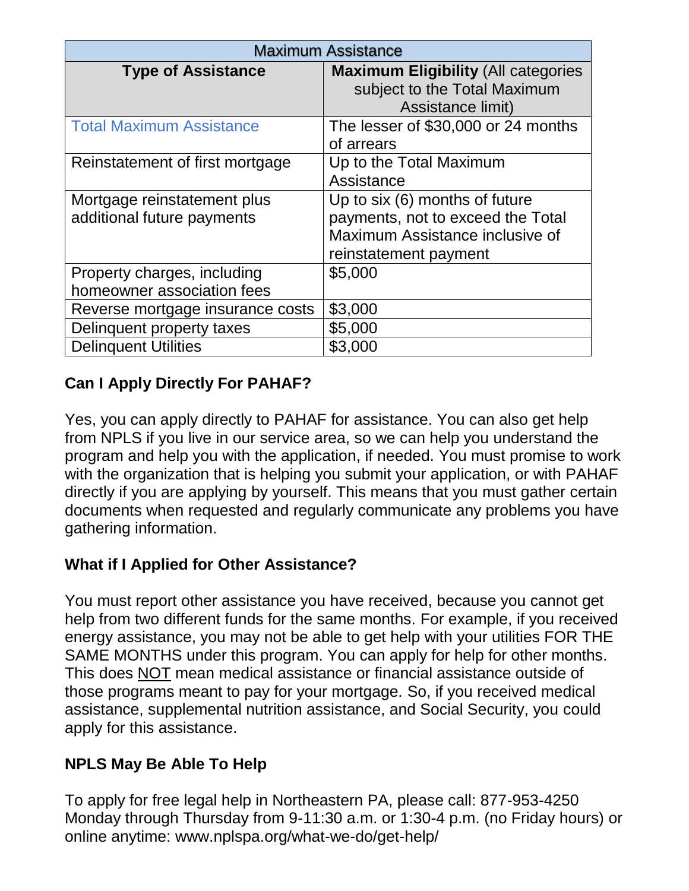| Maximum Assistance | |
|---|---|
| **Type of Assistance** | **Maximum Eligibility** (All categories subject to the Total Maximum Assistance limit) |
| Total Maximum Assistance | The lesser of $30,000 or 24 months of arrears |
| Reinstatement of first mortgage | Up to the Total Maximum Assistance |
| Mortgage reinstatement plus additional future payments | Up to six (6) months of future payments, not to exceed the Total Maximum Assistance inclusive of reinstatement payment |
| Property charges, including homeowner association fees | $5,000 |
| Reverse mortgage insurance costs | $3,000 |
| Delinquent property taxes | $5,000 |
| Delinquent Utilities | $3,000 |

**Can I Apply Directly For PAHAF?**

Yes, you can apply directly to PAHAF for assistance. You can also get help from NPLS if you live in our service area, so we can help you understand the program and help you with the application, if needed. You must promise to work with the organization that is helping you submit your application, or with PAHAF directly if you are applying by yourself. This means that you must gather certain documents when requested and regularly communicate any problems you have gathering information.

**What if I Applied for Other Assistance?**

You must report other assistance you have received, because you cannot get help from two different funds for the same months. For example, if you received energy assistance, you may not be able to get help with your utilities FOR THE SAME MONTHS under this program. You can apply for help for other months. This does NOT mean medical assistance or financial assistance outside of those programs meant to pay for your mortgage. So, if you received medical assistance, supplemental nutrition assistance, and Social Security, you could apply for this assistance.

**NPLS May Be Able To Help**

To apply for free legal help in Northeastern PA, please call: 877-953-4250 Monday through Thursday from 9-11:30 a.m. or 1:30-4 p.m. (no Friday hours) or online anytime: www.nplspa.org/what-we-do/get-help/